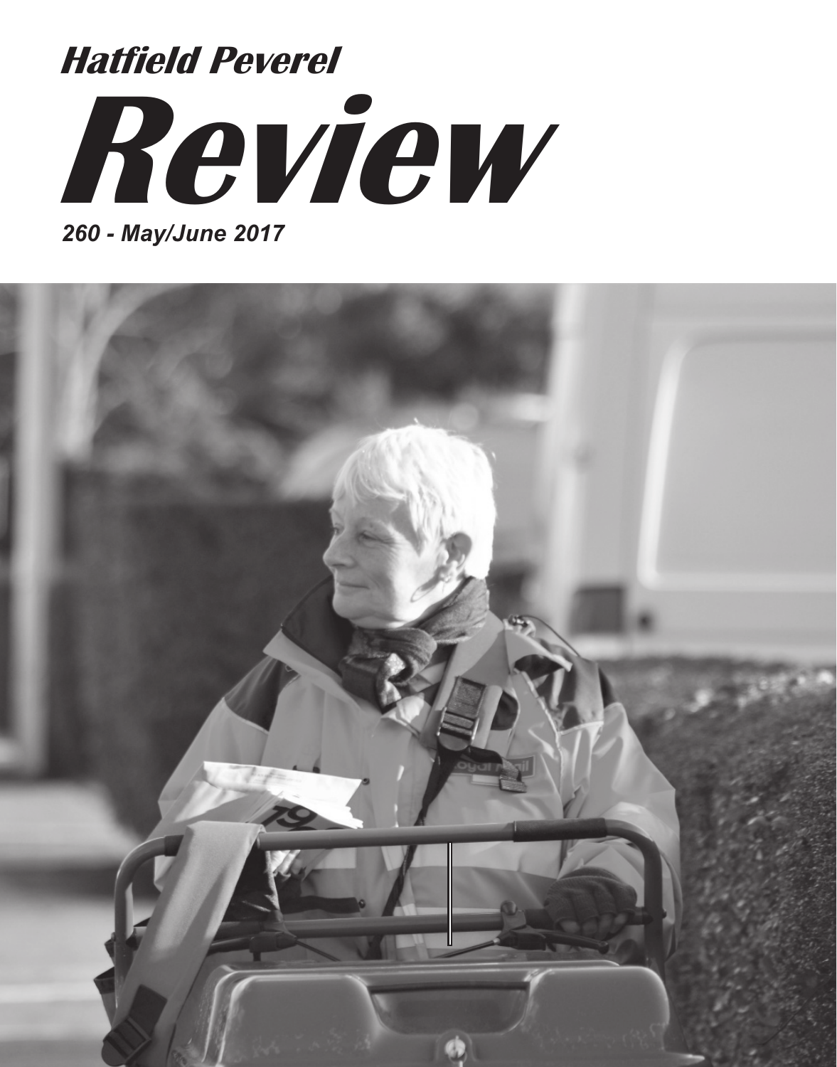*Hatfield Peverel*

# *Review*

***260 - May/June 2017***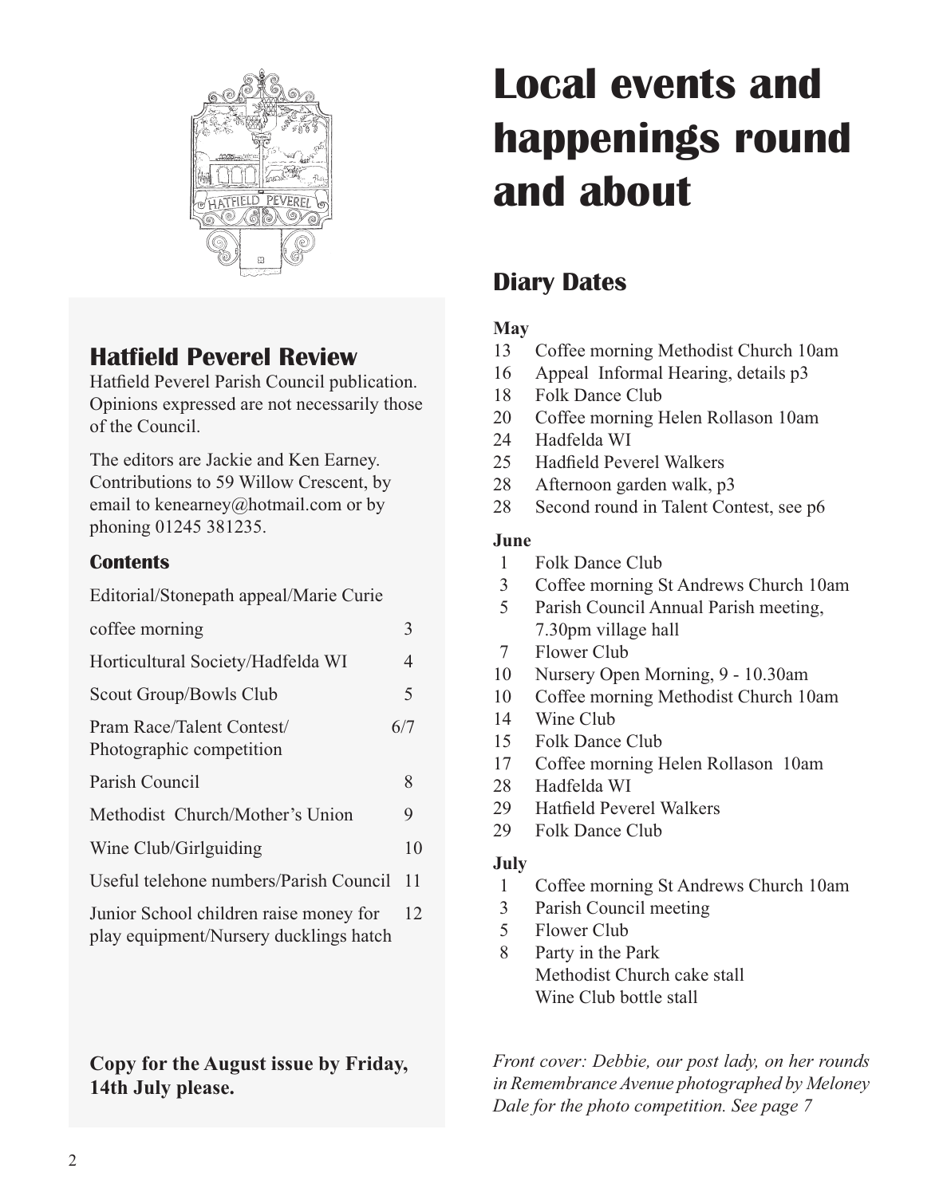# Local events and happenings round and about

## Hatfield Peverel Review

Hatfield Peverel Parish Council publication. Opinions expressed are not necessarily those of the Council.

The editors are Jackie and Ken Earney. Contributions to 59 Willow Crescent, by email to kenearney@hotmail.com or by phoning 01245 381235.

### Contents

| | |
|---|---|
| Editorial/Stonepath appeal/Marie Curie coffee morning | 3 |
| Horticultural Society/Hadfelda WI | 4 |
| Scout Group/Bowls Club | 5 |
| Pram Race/Talent Contest/ Photographic competition | 6/7 |
| Parish Council | 8 |
| Methodist Church/Mother's Union | 9 |
| Wine Club/Girlguiding | 10 |
| Useful telehone numbers/Parish Council | 11 |
| Junior School children raise money for play equipment/Nursery ducklings hatch | 12 |

**Copy for the August issue by Friday, 14th July please.**

## Diary Dates

**May**

- 13 Coffee morning Methodist Church 10am
- 16 Appeal Informal Hearing, details p3
- 18 Folk Dance Club
- 20 Coffee morning Helen Rollason 10am
- 24 Hadfelda WI
- 25 Hadfield Peverel Walkers
- 28 Afternoon garden walk, p3
- 28 Second round in Talent Contest, see p6

**June**

- 1 Folk Dance Club
- 3 Coffee morning St Andrews Church 10am
- 5 Parish Council Annual Parish meeting, 7.30pm village hall
- 7 Flower Club
- 10 Nursery Open Morning, 9 - 10.30am
- 10 Coffee morning Methodist Church 10am
- 14 Wine Club
- 15 Folk Dance Club
- 17 Coffee morning Helen Rollason 10am
- 28 Hadfelda WI
- 29 Hatfield Peverel Walkers
- 29 Folk Dance Club

**July**

- 1 Coffee morning St Andrews Church 10am
- 3 Parish Council meeting
- 5 Flower Club
- 8 Party in the Park
  Methodist Church cake stall
  Wine Club bottle stall

*Front cover: Debbie, our post lady, on her rounds in Remembrance Avenue photographed by Meloney Dale for the photo competition. See page 7*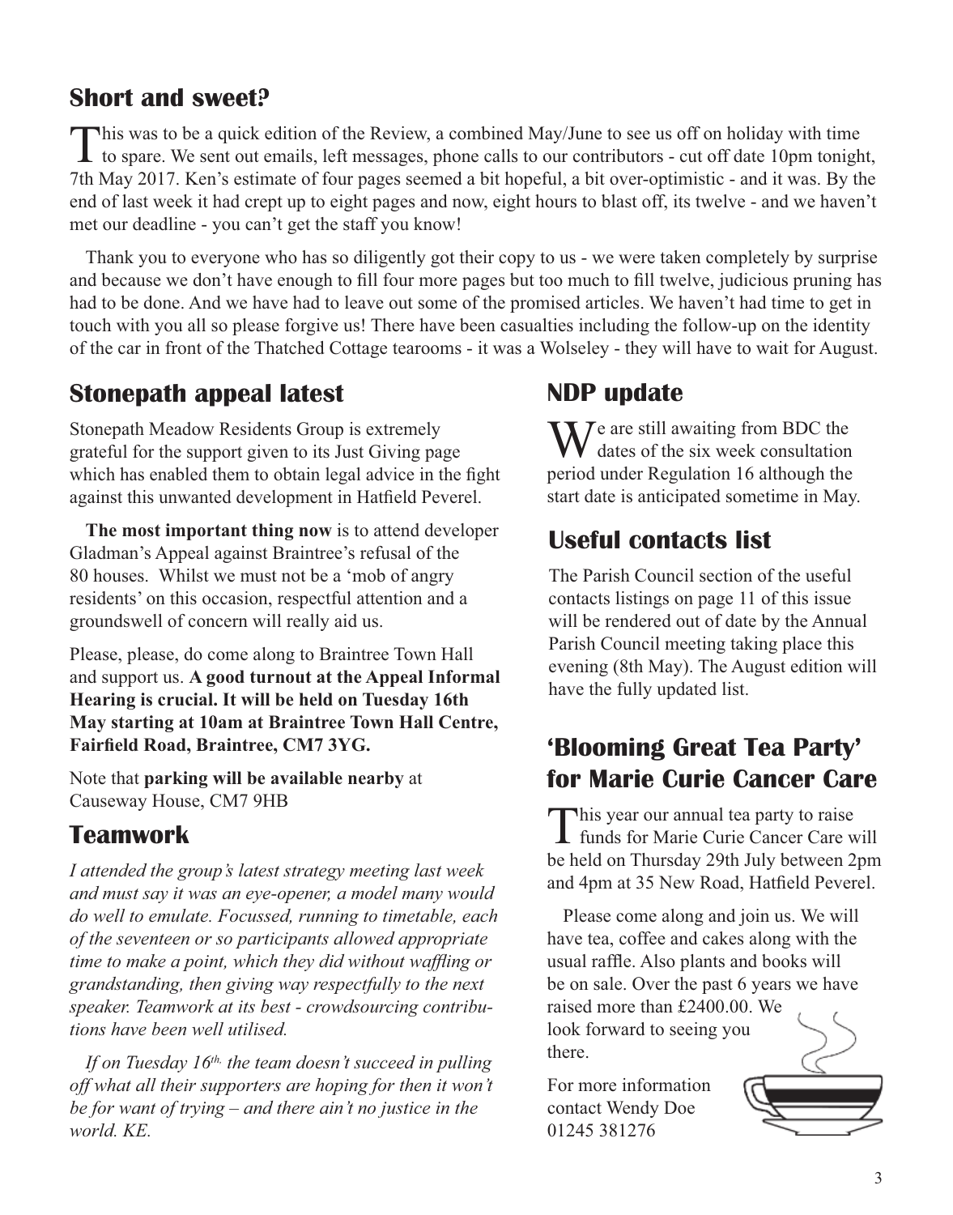## Short and sweet?

This was to be a quick edition of the Review, a combined May/June to see us off on holiday with time to spare. We sent out emails, left messages, phone calls to our contributors - cut off date 10pm tonight, 7th May 2017. Ken's estimate of four pages seemed a bit hopeful, a bit over-optimistic - and it was. By the end of last week it had crept up to eight pages and now, eight hours to blast off, its twelve - and we haven't met our deadline - you can't get the staff you know!

Thank you to everyone who has so diligently got their copy to us - we were taken completely by surprise and because we don't have enough to fill four more pages but too much to fill twelve, judicious pruning has had to be done. And we have had to leave out some of the promised articles. We haven't had time to get in touch with you all so please forgive us! There have been casualties including the follow-up on the identity of the car in front of the Thatched Cottage tearooms - it was a Wolseley - they will have to wait for August.

## Stonepath appeal latest

Stonepath Meadow Residents Group is extremely grateful for the support given to its Just Giving page which has enabled them to obtain legal advice in the fight against this unwanted development in Hatfield Peverel.

**The most important thing now** is to attend developer Gladman's Appeal against Braintree's refusal of the 80 houses. Whilst we must not be a 'mob of angry residents' on this occasion, respectful attention and a groundswell of concern will really aid us.

Please, please, do come along to Braintree Town Hall and support us. **A good turnout at the Appeal Informal Hearing is crucial. It will be held on Tuesday 16th May starting at 10am at Braintree Town Hall Centre, Fairfield Road, Braintree, CM7 3YG.**

Note that **parking will be available nearby** at Causeway House, CM7 9HB

## Teamwork

*I attended the group's latest strategy meeting last week and must say it was an eye-opener, a model many would do well to emulate. Focussed, running to timetable, each of the seventeen or so participants allowed appropriate time to make a point, which they did without waffling or grandstanding, then giving way respectfully to the next speaker. Teamwork at its best - crowdsourcing contributions have been well utilised.*

*If on Tuesday 16th, the team doesn't succeed in pulling off what all their supporters are hoping for then it won't be for want of trying – and there ain't no justice in the world. KE.*

## NDP update

We are still awaiting from BDC the dates of the six week consultation period under Regulation 16 although the start date is anticipated sometime in May.

## Useful contacts list

The Parish Council section of the useful contacts listings on page 11 of this issue will be rendered out of date by the Annual Parish Council meeting taking place this evening (8th May). The August edition will have the fully updated list.

## 'Blooming Great Tea Party' for Marie Curie Cancer Care

This year our annual tea party to raise funds for Marie Curie Cancer Care will be held on Thursday 29th July between 2pm and 4pm at 35 New Road, Hatfield Peverel.

Please come along and join us. We will have tea, coffee and cakes along with the usual raffle. Also plants and books will be on sale. Over the past 6 years we have raised more than £2400.00. We look forward to seeing you there.

For more information contact Wendy Doe 01245 381276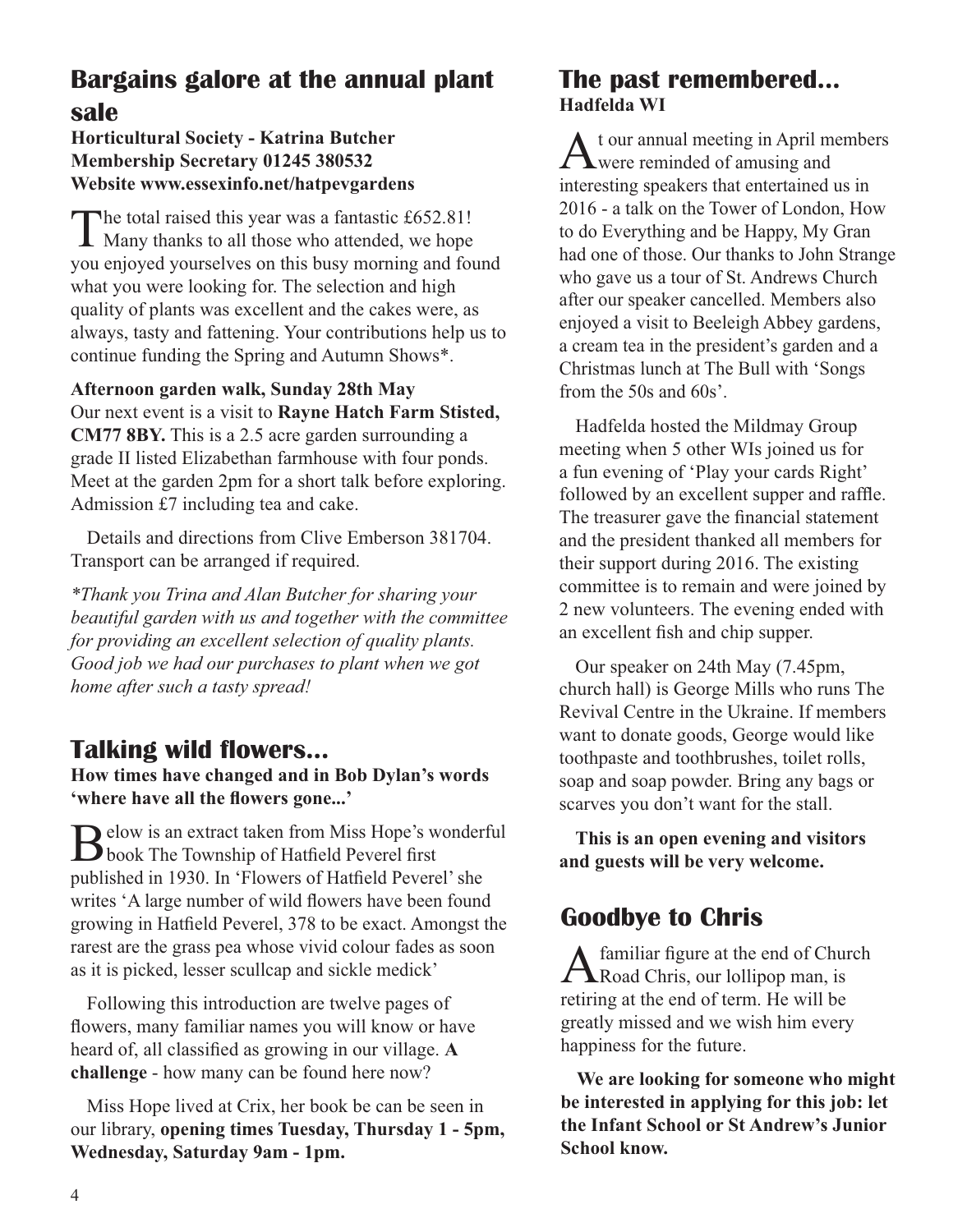## Bargains galore at the annual plant sale

**Horticultural Society - Katrina Butcher**
**Membership Secretary 01245 380532**
**Website www.essexinfo.net/hatpevgardens**

The total raised this year was a fantastic £652.81! Many thanks to all those who attended, we hope you enjoyed yourselves on this busy morning and found what you were looking for. The selection and high quality of plants was excellent and the cakes were, as always, tasty and fattening. Your contributions help us to continue funding the Spring and Autumn Shows*.

**Afternoon garden walk, Sunday 28th May**
Our next event is a visit to **Rayne Hatch Farm Stisted, CM77 8BY.** This is a 2.5 acre garden surrounding a grade II listed Elizabethan farmhouse with four ponds. Meet at the garden 2pm for a short talk before exploring. Admission £7 including tea and cake.

Details and directions from Clive Emberson 381704. Transport can be arranged if required.

*\*Thank you Trina and Alan Butcher for sharing your beautiful garden with us and together with the committee for providing an excellent selection of quality plants. Good job we had our purchases to plant when we got home after such a tasty spread!*

## Talking wild flowers...

**How times have changed and in Bob Dylan's words 'where have all the flowers gone...'**

Below is an extract taken from Miss Hope's wonderful book The Township of Hatfield Peverel first published in 1930. In 'Flowers of Hatfield Peverel' she writes 'A large number of wild flowers have been found growing in Hatfield Peverel, 378 to be exact. Amongst the rarest are the grass pea whose vivid colour fades as soon as it is picked, lesser scullcap and sickle medick'

Following this introduction are twelve pages of flowers, many familiar names you will know or have heard of, all classified as growing in our village. **A challenge** - how many can be found here now?

Miss Hope lived at Crix, her book be can be seen in our library, **opening times Tuesday, Thursday 1 - 5pm, Wednesday, Saturday 9am - 1pm.**

## The past remembered...

**Hadfelda WI**

At our annual meeting in April members were reminded of amusing and interesting speakers that entertained us in 2016 - a talk on the Tower of London, How to do Everything and be Happy, My Gran had one of those. Our thanks to John Strange who gave us a tour of St. Andrews Church after our speaker cancelled. Members also enjoyed a visit to Beeleigh Abbey gardens, a cream tea in the president's garden and a Christmas lunch at The Bull with 'Songs from the 50s and 60s'.

Hadfelda hosted the Mildmay Group meeting when 5 other WIs joined us for a fun evening of 'Play your cards Right' followed by an excellent supper and raffle. The treasurer gave the financial statement and the president thanked all members for their support during 2016. The existing committee is to remain and were joined by 2 new volunteers. The evening ended with an excellent fish and chip supper.

Our speaker on 24th May (7.45pm, church hall) is George Mills who runs The Revival Centre in the Ukraine. If members want to donate goods, George would like toothpaste and toothbrushes, toilet rolls, soap and soap powder. Bring any bags or scarves you don't want for the stall.

**This is an open evening and visitors and guests will be very welcome.**

## Goodbye to Chris

A familiar figure at the end of Church Road Chris, our lollipop man, is retiring at the end of term. He will be greatly missed and we wish him every happiness for the future.

**We are looking for someone who might be interested in applying for this job: let the Infant School or St Andrew's Junior School know.**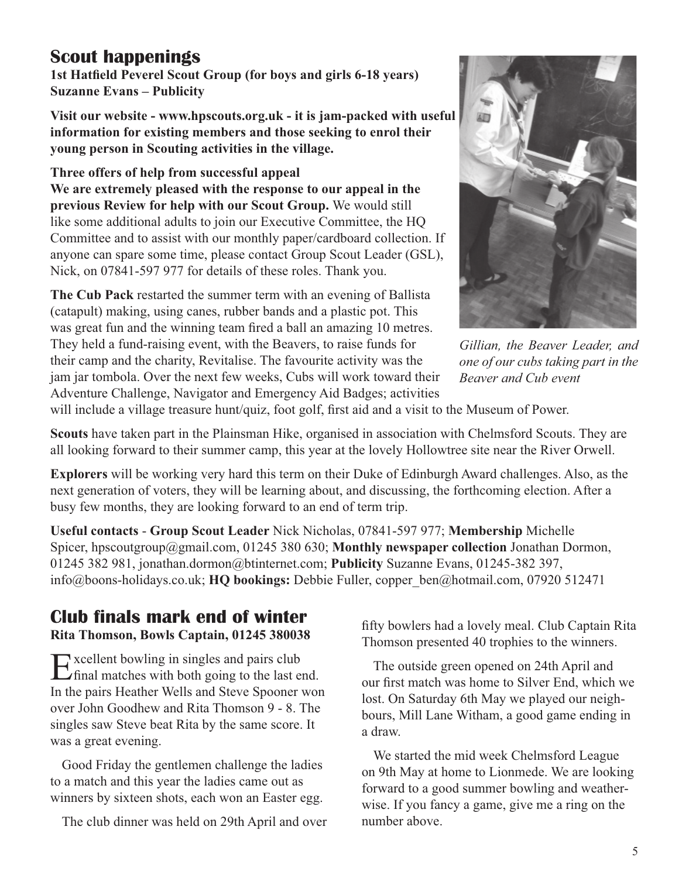## Scout happenings

**1st Hatfield Peverel Scout Group (for boys and girls 6-18 years)**
**Suzanne Evans – Publicity**

**Visit our website - www.hpscouts.org.uk - it is jam-packed with useful information for existing members and those seeking to enrol their young person in Scouting activities in the village.**

**Three offers of help from successful appeal**

**We are extremely pleased with the response to our appeal in the previous Review for help with our Scout Group.** We would still like some additional adults to join our Executive Committee, the HQ Committee and to assist with our monthly paper/cardboard collection. If anyone can spare some time, please contact Group Scout Leader (GSL), Nick, on 07841-597 977 for details of these roles. Thank you.

*Gillian, the Beaver Leader, and one of our cubs taking part in the Beaver and Cub event*

**The Cub Pack** restarted the summer term with an evening of Ballista (catapult) making, using canes, rubber bands and a plastic pot. This was great fun and the winning team fired a ball an amazing 10 metres. They held a fund-raising event, with the Beavers, to raise funds for their camp and the charity, Revitalise. The favourite activity was the jam jar tombola. Over the next few weeks, Cubs will work toward their Adventure Challenge, Navigator and Emergency Aid Badges; activities will include a village treasure hunt/quiz, foot golf, first aid and a visit to the Museum of Power.

**Scouts** have taken part in the Plainsman Hike, organised in association with Chelmsford Scouts. They are all looking forward to their summer camp, this year at the lovely Hollowtree site near the River Orwell.

**Explorers** will be working very hard this term on their Duke of Edinburgh Award challenges. Also, as the next generation of voters, they will be learning about, and discussing, the forthcoming election. After a busy few months, they are looking forward to an end of term trip.

**Useful contacts** - **Group Scout Leader** Nick Nicholas, 07841-597 977; **Membership** Michelle Spicer, hpscoutgroup@gmail.com, 01245 380 630; **Monthly newspaper collection** Jonathan Dormon, 01245 382 981, jonathan.dormon@btinternet.com; **Publicity** Suzanne Evans, 01245-382 397, info@boons-holidays.co.uk; **HQ bookings:** Debbie Fuller, copper_ben@hotmail.com, 07920 512471

## Club finals mark end of winter

**Rita Thomson, Bowls Captain, 01245 380038**

Excellent bowling in singles and pairs club final matches with both going to the last end. In the pairs Heather Wells and Steve Spooner won over John Goodhew and Rita Thomson 9 - 8. The singles saw Steve beat Rita by the same score. It was a great evening.

Good Friday the gentlemen challenge the ladies to a match and this year the ladies came out as winners by sixteen shots, each won an Easter egg.

The club dinner was held on 29th April and over fifty bowlers had a lovely meal. Club Captain Rita Thomson presented 40 trophies to the winners.

The outside green opened on 24th April and our first match was home to Silver End, which we lost. On Saturday 6th May we played our neighbours, Mill Lane Witham, a good game ending in a draw.

We started the mid week Chelmsford League on 9th May at home to Lionmede. We are looking forward to a good summer bowling and weatherwise. If you fancy a game, give me a ring on the number above.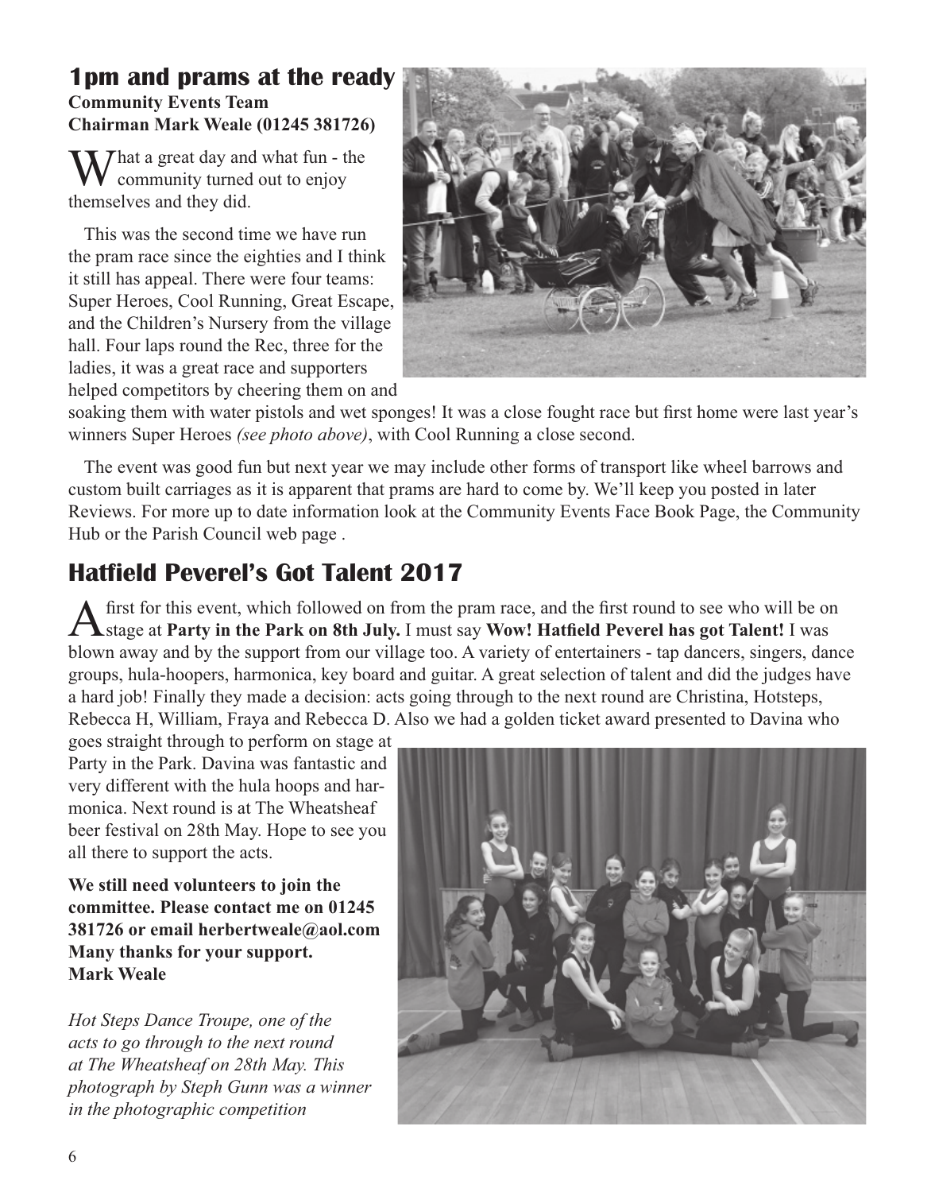## 1pm and prams at the ready

**Community Events Team**
**Chairman Mark Weale (01245 381726)**

What a great day and what fun - the community turned out to enjoy themselves and they did.

This was the second time we have run the pram race since the eighties and I think it still has appeal. There were four teams: Super Heroes, Cool Running, Great Escape, and the Children's Nursery from the village hall. Four laps round the Rec, three for the ladies, it was a great race and supporters helped competitors by cheering them on and soaking them with water pistols and wet sponges! It was a close fought race but first home were last year's winners Super Heroes *(see photo above)*, with Cool Running a close second.

The event was good fun but next year we may include other forms of transport like wheel barrows and custom built carriages as it is apparent that prams are hard to come by. We'll keep you posted in later Reviews. For more up to date information look at the Community Events Face Book Page, the Community Hub or the Parish Council web page .

## Hatfield Peverel's Got Talent 2017

A first for this event, which followed on from the pram race, and the first round to see who will be on stage at **Party in the Park on 8th July.** I must say **Wow! Hatfield Peverel has got Talent!** I was blown away and by the support from our village too. A variety of entertainers - tap dancers, singers, dance groups, hula-hoopers, harmonica, key board and guitar. A great selection of talent and did the judges have a hard job! Finally they made a decision: acts going through to the next round are Christina, Hotsteps, Rebecca H, William, Fraya and Rebecca D. Also we had a golden ticket award presented to Davina who goes straight through to perform on stage at Party in the Park. Davina was fantastic and very different with the hula hoops and harmonica. Next round is at The Wheatsheaf beer festival on 28th May. Hope to see you all there to support the acts.

**We still need volunteers to join the committee. Please contact me on 01245 381726 or email herbertweale@aol.com Many thanks for your support. Mark Weale**

*Hot Steps Dance Troupe, one of the acts to go through to the next round at The Wheatsheaf on 28th May. This photograph by Steph Gunn was a winner in the photographic competition*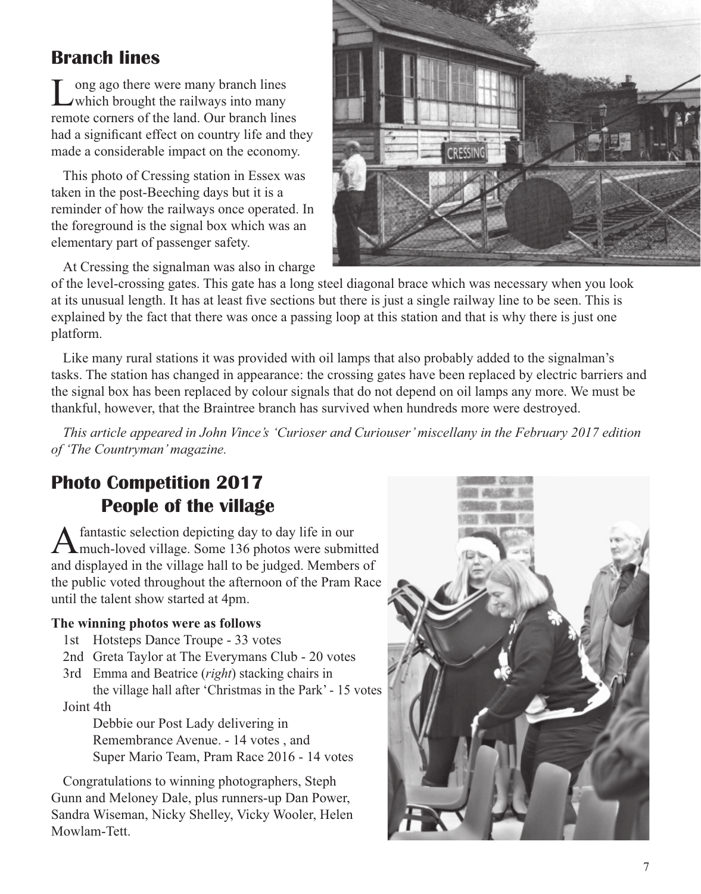## Branch lines

Long ago there were many branch lines which brought the railways into many remote corners of the land. Our branch lines had a significant effect on country life and they made a considerable impact on the economy.

This photo of Cressing station in Essex was taken in the post-Beeching days but it is a reminder of how the railways once operated. In the foreground is the signal box which was an elementary part of passenger safety.

At Cressing the signalman was also in charge of the level-crossing gates. This gate has a long steel diagonal brace which was necessary when you look at its unusual length. It has at least five sections but there is just a single railway line to be seen. This is explained by the fact that there was once a passing loop at this station and that is why there is just one platform.

Like many rural stations it was provided with oil lamps that also probably added to the signalman's tasks. The station has changed in appearance: the crossing gates have been replaced by electric barriers and the signal box has been replaced by colour signals that do not depend on oil lamps any more. We must be thankful, however, that the Braintree branch has survived when hundreds more were destroyed.

*This article appeared in John Vince's 'Curioser and Curiouser' miscellany in the February 2017 edition of 'The Countryman' magazine.*

## Photo Competition 2017
## People of the village

A fantastic selection depicting day to day life in our much-loved village. Some 136 photos were submitted and displayed in the village hall to be judged. Members of the public voted throughout the afternoon of the Pram Race until the talent show started at 4pm.

**The winning photos were as follows**

- 1st Hotsteps Dance Troupe - 33 votes
- 2nd Greta Taylor at The Everymans Club - 20 votes
- 3rd Emma and Beatrice (*right*) stacking chairs in the village hall after 'Christmas in the Park' - 15 votes
- Joint 4th
  - Debbie our Post Lady delivering in Remembrance Avenue. - 14 votes , and
  - Super Mario Team, Pram Race 2016 - 14 votes

Congratulations to winning photographers, Steph Gunn and Meloney Dale, plus runners-up Dan Power, Sandra Wiseman, Nicky Shelley, Vicky Wooler, Helen Mowlam-Tett.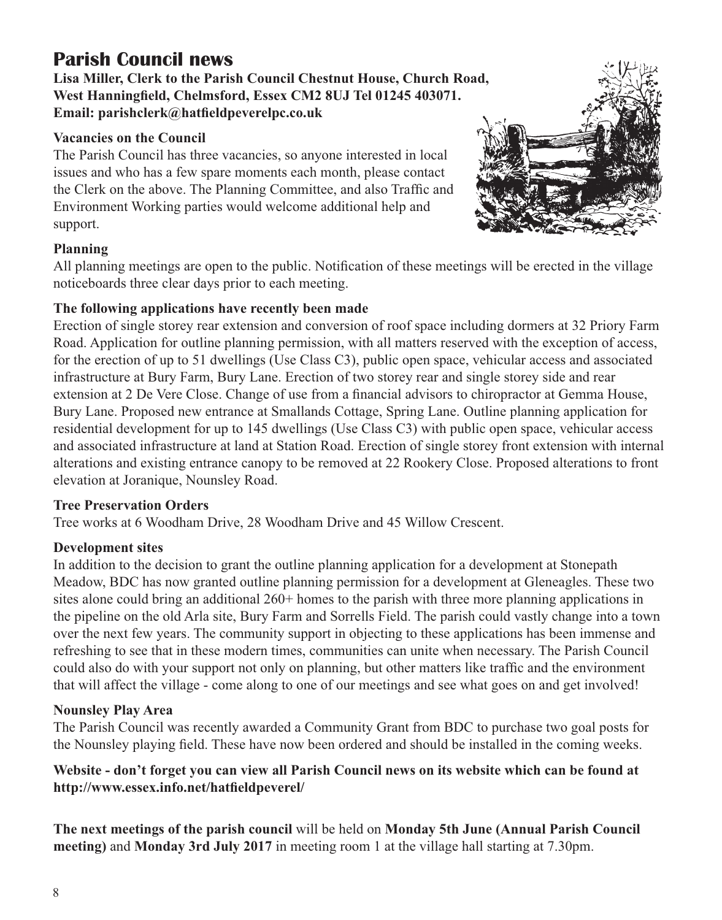# Parish Council news

**Lisa Miller, Clerk to the Parish Council Chestnut House, Church Road, West Hanningfield, Chelmsford, Essex CM2 8UJ Tel 01245 403071. Email: parishclerk@hatfieldpeverelpc.co.uk**

### Vacancies on the Council

The Parish Council has three vacancies, so anyone interested in local issues and who has a few spare moments each month, please contact the Clerk on the above. The Planning Committee, and also Traffic and Environment Working parties would welcome additional help and support.

### Planning

All planning meetings are open to the public. Notification of these meetings will be erected in the village noticeboards three clear days prior to each meeting.

### The following applications have recently been made

Erection of single storey rear extension and conversion of roof space including dormers at 32 Priory Farm Road. Application for outline planning permission, with all matters reserved with the exception of access, for the erection of up to 51 dwellings (Use Class C3), public open space, vehicular access and associated infrastructure at Bury Farm, Bury Lane. Erection of two storey rear and single storey side and rear extension at 2 De Vere Close. Change of use from a financial advisors to chiropractor at Gemma House, Bury Lane. Proposed new entrance at Smallands Cottage, Spring Lane. Outline planning application for residential development for up to 145 dwellings (Use Class C3) with public open space, vehicular access and associated infrastructure at land at Station Road. Erection of single storey front extension with internal alterations and existing entrance canopy to be removed at 22 Rookery Close. Proposed alterations to front elevation at Joranique, Nounsley Road.

### Tree Preservation Orders

Tree works at 6 Woodham Drive, 28 Woodham Drive and 45 Willow Crescent.

### Development sites

In addition to the decision to grant the outline planning application for a development at Stonepath Meadow, BDC has now granted outline planning permission for a development at Gleneagles. These two sites alone could bring an additional 260+ homes to the parish with three more planning applications in the pipeline on the old Arla site, Bury Farm and Sorrells Field. The parish could vastly change into a town over the next few years. The community support in objecting to these applications has been immense and refreshing to see that in these modern times, communities can unite when necessary. The Parish Council could also do with your support not only on planning, but other matters like traffic and the environment that will affect the village - come along to one of our meetings and see what goes on and get involved!

### Nounsley Play Area

The Parish Council was recently awarded a Community Grant from BDC to purchase two goal posts for the Nounsley playing field. These have now been ordered and should be installed in the coming weeks.

**Website - don't forget you can view all Parish Council news on its website which can be found at http://www.essex.info.net/hatfieldpeverel/**

**The next meetings of the parish council** will be held on **Monday 5th June (Annual Parish Council meeting)** and **Monday 3rd July 2017** in meeting room 1 at the village hall starting at 7.30pm.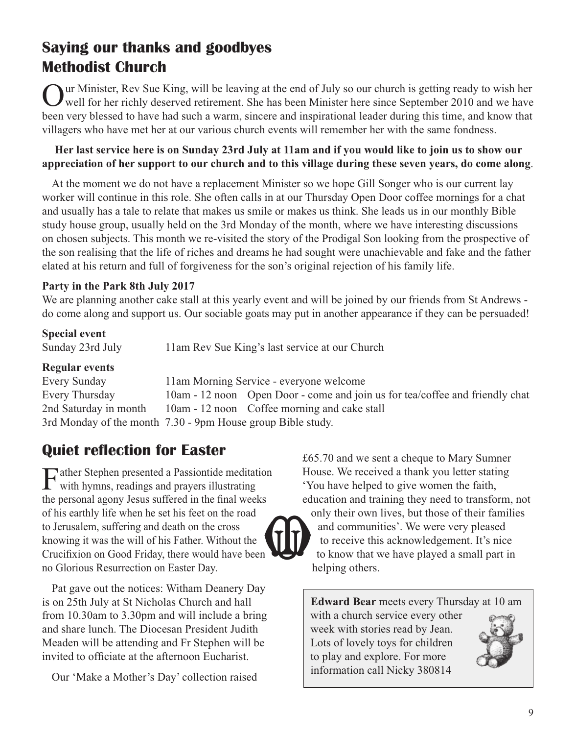## Saying our thanks and goodbyes
## Methodist Church

Our Minister, Rev Sue King, will be leaving at the end of July so our church is getting ready to wish her well for her richly deserved retirement. She has been Minister here since September 2010 and we have been very blessed to have had such a warm, sincere and inspirational leader during this time, and know that villagers who have met her at our various church events will remember her with the same fondness.

**Her last service here is on Sunday 23rd July at 11am and if you would like to join us to show our appreciation of her support to our church and to this village during these seven years, do come along**.

At the moment we do not have a replacement Minister so we hope Gill Songer who is our current lay worker will continue in this role. She often calls in at our Thursday Open Door coffee mornings for a chat and usually has a tale to relate that makes us smile or makes us think. She leads us in our monthly Bible study house group, usually held on the 3rd Monday of the month, where we have interesting discussions on chosen subjects. This month we re-visited the story of the Prodigal Son looking from the prospective of the son realising that the life of riches and dreams he had sought were unachievable and fake and the father elated at his return and full of forgiveness for the son's original rejection of his family life.

**Party in the Park 8th July 2017**

We are planning another cake stall at this yearly event and will be joined by our friends from St Andrews - do come along and support us. Our sociable goats may put in another appearance if they can be persuaded!

**Special event**

Sunday 23rd July — 11am Rev Sue King's last service at our Church

**Regular events**

Every Sunday — 11am Morning Service - everyone welcome

Every Thursday — 10am - 12 noon Open Door - come and join us for tea/coffee and friendly chat

2nd Saturday in month — 10am - 12 noon Coffee morning and cake stall

3rd Monday of the month — 7.30 - 9pm House group Bible study.

## Quiet reflection for Easter

Father Stephen presented a Passiontide meditation with hymns, readings and prayers illustrating the personal agony Jesus suffered in the final weeks of his earthly life when he set his feet on the road to Jerusalem, suffering and death on the cross knowing it was the will of his Father. Without the Crucifixion on Good Friday, there would have been no Glorious Resurrection on Easter Day.

Pat gave out the notices: Witham Deanery Day is on 25th July at St Nicholas Church and hall from 10.30am to 3.30pm and will include a bring and share lunch. The Diocesan President Judith Meaden will be attending and Fr Stephen will be invited to officiate at the afternoon Eucharist.

Our 'Make a Mother's Day' collection raised £65.70 and we sent a cheque to Mary Sumner House. We received a thank you letter stating 'You have helped to give women the faith, education and training they need to transform, not only their own lives, but those of their families and communities'. We were very pleased to receive this acknowledgement. It's nice to know that we have played a small part in helping others.

**Edward Bear** meets every Thursday at 10 am with a church service every other week with stories read by Jean. Lots of lovely toys for children to play and explore. For more information call Nicky 380814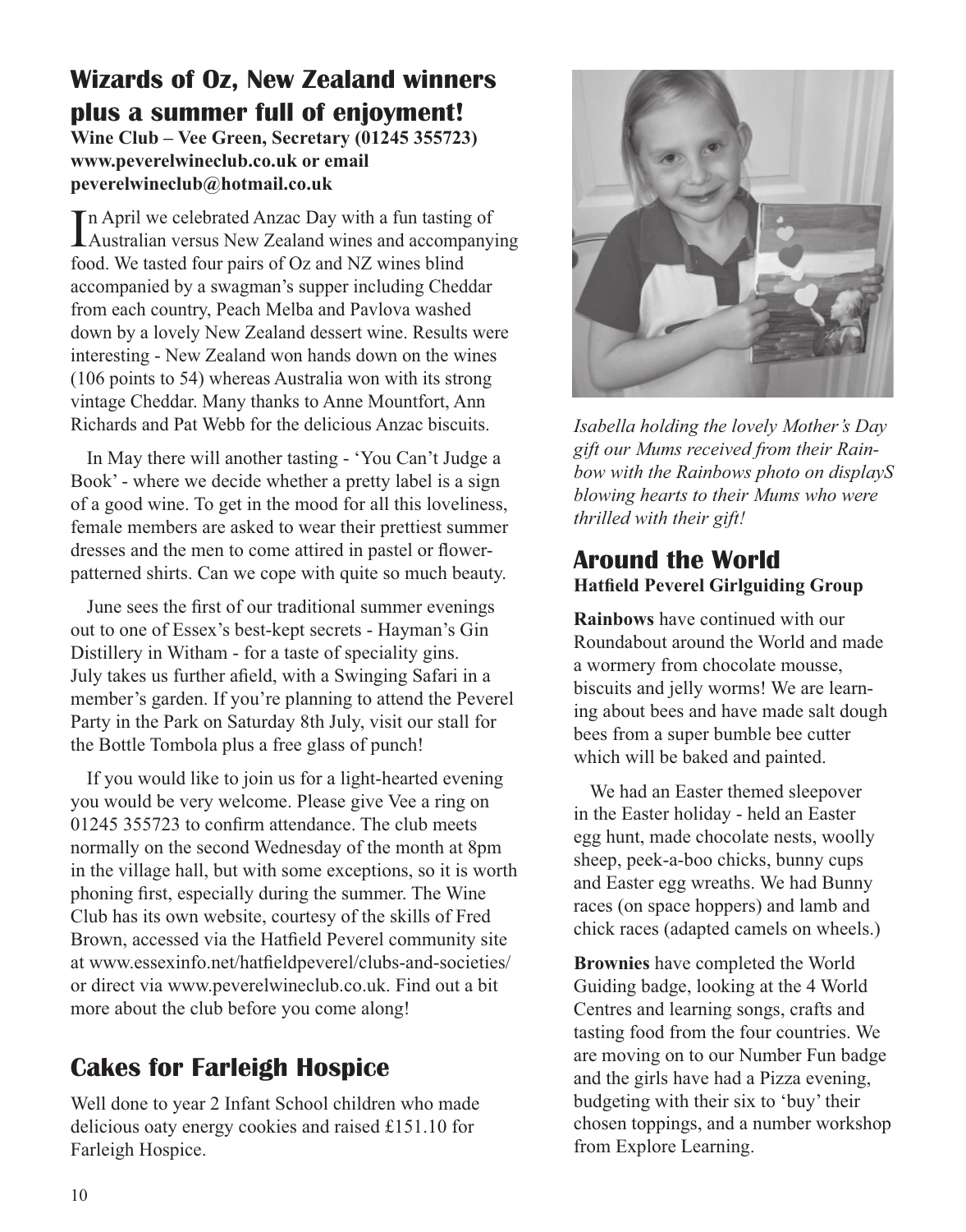## Wizards of Oz, New Zealand winners plus a summer full of enjoyment!

**Wine Club – Vee Green, Secretary (01245 355723) www.peverelwineclub.co.uk or email peverelwineclub@hotmail.co.uk**

In April we celebrated Anzac Day with a fun tasting of Australian versus New Zealand wines and accompanying food. We tasted four pairs of Oz and NZ wines blind accompanied by a swagman's supper including Cheddar from each country, Peach Melba and Pavlova washed down by a lovely New Zealand dessert wine. Results were interesting - New Zealand won hands down on the wines (106 points to 54) whereas Australia won with its strong vintage Cheddar. Many thanks to Anne Mountfort, Ann Richards and Pat Webb for the delicious Anzac biscuits.

In May there will another tasting - 'You Can't Judge a Book' - where we decide whether a pretty label is a sign of a good wine. To get in the mood for all this loveliness, female members are asked to wear their prettiest summer dresses and the men to come attired in pastel or flower-patterned shirts. Can we cope with quite so much beauty.

June sees the first of our traditional summer evenings out to one of Essex's best-kept secrets - Hayman's Gin Distillery in Witham - for a taste of speciality gins. July takes us further afield, with a Swinging Safari in a member's garden. If you're planning to attend the Peverel Party in the Park on Saturday 8th July, visit our stall for the Bottle Tombola plus a free glass of punch!

If you would like to join us for a light-hearted evening you would be very welcome. Please give Vee a ring on 01245 355723 to confirm attendance. The club meets normally on the second Wednesday of the month at 8pm in the village hall, but with some exceptions, so it is worth phoning first, especially during the summer. The Wine Club has its own website, courtesy of the skills of Fred Brown, accessed via the Hatfield Peverel community site at www.essexinfo.net/hatfieldpeverel/clubs-and-societies/ or direct via www.peverelwineclub.co.uk. Find out a bit more about the club before you come along!

## Cakes for Farleigh Hospice

Well done to year 2 Infant School children who made delicious oaty energy cookies and raised £151.10 for Farleigh Hospice.

*Isabella holding the lovely Mother's Day gift our Mums received from their Rainbow with the Rainbows photo on displayS blowing hearts to their Mums who were thrilled with their gift!*

## Around the World

**Hatfield Peverel Girlguiding Group**

**Rainbows** have continued with our Roundabout around the World and made a wormery from chocolate mousse, biscuits and jelly worms! We are learning about bees and have made salt dough bees from a super bumble bee cutter which will be baked and painted.

We had an Easter themed sleepover in the Easter holiday - held an Easter egg hunt, made chocolate nests, woolly sheep, peek-a-boo chicks, bunny cups and Easter egg wreaths. We had Bunny races (on space hoppers) and lamb and chick races (adapted camels on wheels.)

**Brownies** have completed the World Guiding badge, looking at the 4 World Centres and learning songs, crafts and tasting food from the four countries. We are moving on to our Number Fun badge and the girls have had a Pizza evening, budgeting with their six to 'buy' their chosen toppings, and a number workshop from Explore Learning.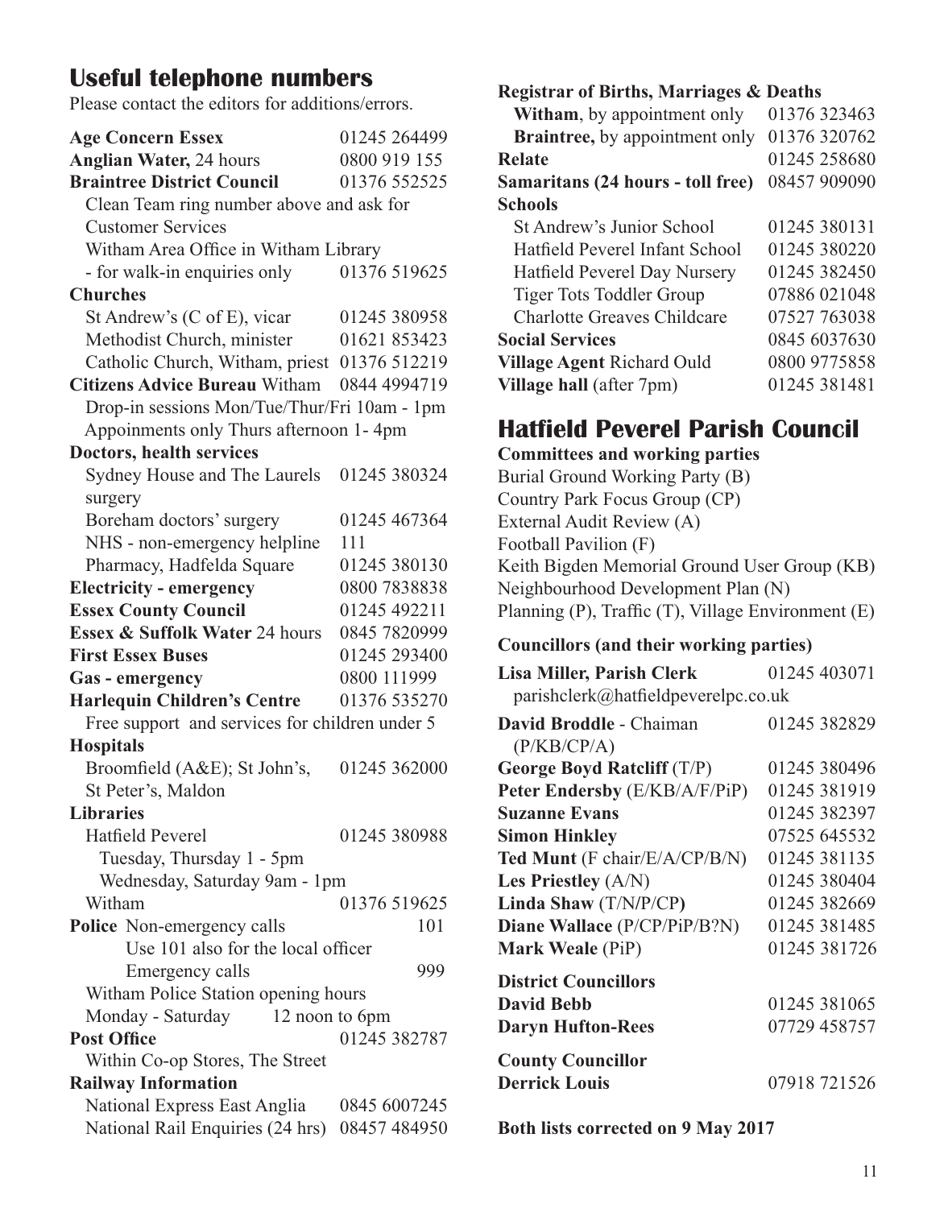## Useful telephone numbers

Please contact the editors for additions/errors.

| | |
|---|---|
| **Age Concern Essex** | 01245 264499 |
| **Anglian Water,** 24 hours | 0800 919 155 |
| **Braintree District Council** | 01376 552525 |
| Clean Team ring number above and ask for Customer Services | |
| Witham Area Office in Witham Library - for walk-in enquiries only | 01376 519625 |
| **Churches** | |
| St Andrew's (C of E), vicar | 01245 380958 |
| Methodist Church, minister | 01621 853423 |
| Catholic Church, Witham, priest | 01376 512219 |
| **Citizens Advice Bureau** Witham | 0844 4994719 |
| Drop-in sessions Mon/Tue/Thur/Fri 10am - 1pm | |
| Appoinments only Thurs afternoon 1- 4pm | |
| **Doctors, health services** | |
| Sydney House and The Laurels surgery | 01245 380324 |
| Boreham doctors' surgery | 01245 467364 |
| NHS - non-emergency helpline | 111 |
| Pharmacy, Hadfelda Square | 01245 380130 |
| **Electricity - emergency** | 0800 7838838 |
| **Essex County Council** | 01245 492211 |
| **Essex & Suffolk Water** 24 hours | 0845 7820999 |
| **First Essex Buses** | 01245 293400 |
| **Gas - emergency** | 0800 111999 |
| **Harlequin Children's Centre** | 01376 535270 |
| Free support and services for children under 5 | |
| **Hospitals** | |
| Broomfield (A&E); St John's, St Peter's, Maldon | 01245 362000 |
| **Libraries** | |
| Hatfield Peverel | 01245 380988 |
| Tuesday, Thursday 1 - 5pm | |
| Wednesday, Saturday 9am - 1pm | |
| Witham | 01376 519625 |
| **Police** Non-emergency calls | 101 |
| Use 101 also for the local officer | |
| Emergency calls | 999 |
| Witham Police Station opening hours | |
| Monday - Saturday 12 noon to 6pm | |
| **Post Office** | 01245 382787 |
| Within Co-op Stores, The Street | |
| **Railway Information** | |
| National Express East Anglia | 0845 6007245 |
| National Rail Enquiries (24 hrs) | 08457 484950 |
| **Registrar of Births, Marriages & Deaths** | |
| **Witham**, by appointment only | 01376 323463 |
| **Braintree,** by appointment only | 01376 320762 |
| **Relate** | 01245 258680 |
| **Samaritans (24 hours - toll free)** | 08457 909090 |
| **Schools** | |
| St Andrew's Junior School | 01245 380131 |
| Hatfield Peverel Infant School | 01245 380220 |
| Hatfield Peverel Day Nursery | 01245 382450 |
| Tiger Tots Toddler Group | 07886 021048 |
| Charlotte Greaves Childcare | 07527 763038 |
| **Social Services** | 0845 6037630 |
| **Village Agent** Richard Ould | 0800 9775858 |
| **Village hall** (after 7pm) | 01245 381481 |

## Hatfield Peverel Parish Council

**Committees and working parties**

Burial Ground Working Party (B)
Country Park Focus Group (CP)
External Audit Review (A)
Football Pavilion (F)
Keith Bigden Memorial Ground User Group (KB)
Neighbourhood Development Plan (N)
Planning (P), Traffic (T), Village Environment (E)

**Councillors (and their working parties)**

| | |
|---|---|
| **Lisa Miller, Parish Clerk** parishclerk@hatfieldpeverelpc.co.uk | 01245 403071 |
| **David Broddle** - Chaiman (P/KB/CP/A) | 01245 382829 |
| **George Boyd Ratcliff** (T/P) | 01245 380496 |
| **Peter Endersby** (E/KB/A/F/PiP) | 01245 381919 |
| **Suzanne Evans** | 01245 382397 |
| **Simon Hinkley** | 07525 645532 |
| **Ted Munt** (F chair/E/A/CP/B/N) | 01245 381135 |
| **Les Priestley** (A/N) | 01245 380404 |
| **Linda Shaw** (T/N/P/CP) | 01245 382669 |
| **Diane Wallace** (P/CP/PiP/B?N) | 01245 381485 |
| **Mark Weale** (PiP) | 01245 381726 |
| **District Councillors** | |
| **David Bebb** | 01245 381065 |
| **Daryn Hufton-Rees** | 07729 458757 |
| **County Councillor** | |
| **Derrick Louis** | 07918 721526 |

**Both lists corrected on 9 May 2017**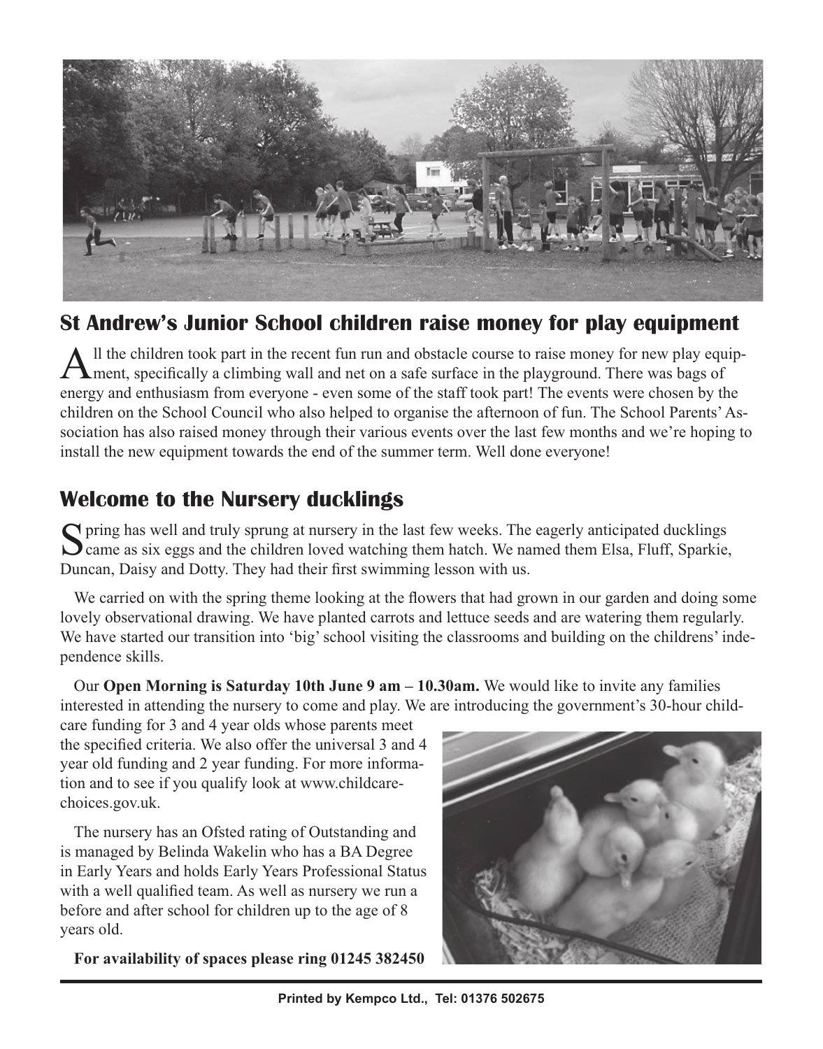## St Andrew's Junior School children raise money for play equipment

All the children took part in the recent fun run and obstacle course to raise money for new play equipment, specifically a climbing wall and net on a safe surface in the playground. There was bags of energy and enthusiasm from everyone - even some of the staff took part! The events were chosen by the children on the School Council who also helped to organise the afternoon of fun. The School Parents' Association has also raised money through their various events over the last few months and we're hoping to install the new equipment towards the end of the summer term. Well done everyone!

## Welcome to the Nursery ducklings

Spring has well and truly sprung at nursery in the last few weeks. The eagerly anticipated ducklings came as six eggs and the children loved watching them hatch. We named them Elsa, Fluff, Sparkie, Duncan, Daisy and Dotty. They had their first swimming lesson with us.

We carried on with the spring theme looking at the flowers that had grown in our garden and doing some lovely observational drawing. We have planted carrots and lettuce seeds and are watering them regularly. We have started our transition into 'big' school visiting the classrooms and building on the childrens' independence skills.

Our **Open Morning is Saturday 10th June 9 am – 10.30am.** We would like to invite any families interested in attending the nursery to come and play. We are introducing the government's 30-hour childcare funding for 3 and 4 year olds whose parents meet the specified criteria. We also offer the universal 3 and 4 year old funding and 2 year funding. For more information and to see if you qualify look at www.childcare-choices.gov.uk.

The nursery has an Ofsted rating of Outstanding and is managed by Belinda Wakelin who has a BA Degree in Early Years and holds Early Years Professional Status with a well qualified team. As well as nursery we run a before and after school for children up to the age of 8 years old.

**For availability of spaces please ring 01245 382450**

**Printed by Kempco Ltd., Tel: 01376 502675**